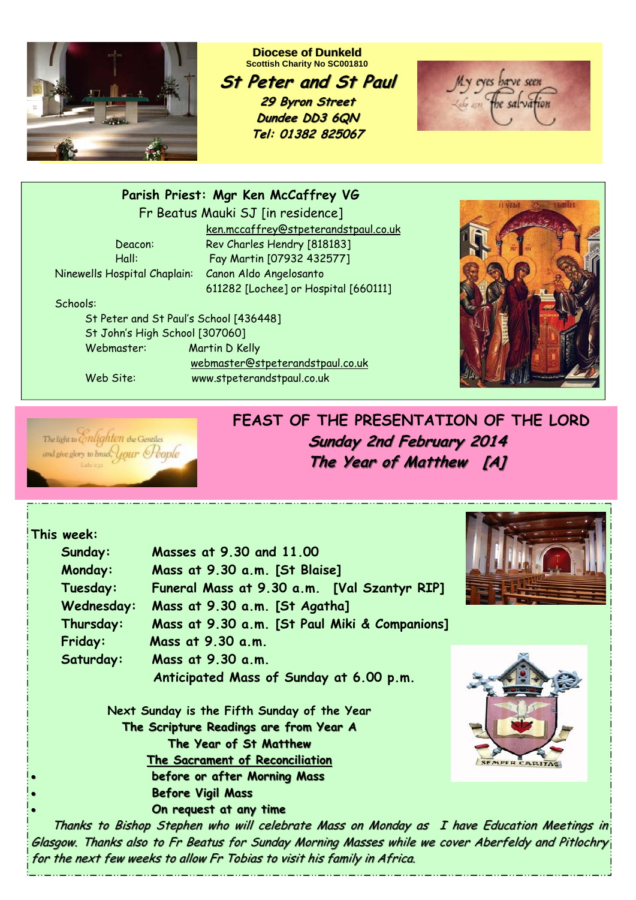**Diocese of Dunkeld**
Scottish Charity No SC001810

# St Peter and St Paul

*29 Byron Street*
*Dundee DD3 6QN*
*Tel: 01382 825067*

**Parish Priest: Mgr Ken McCaffrey VG**
Fr Beatus Mauki SJ [in residence]
ken.mccaffrey@stpeterandstpaul.co.uk

Deacon: Rev Charles Hendry [818183]
Hall: Fay Martin [07932 432577]
Ninewells Hospital Chaplain: Canon Aldo Angelosanto 611282 [Lochee] or Hospital [660111]

Schools:
St Peter and St Paul's School [436448]
St John's High School [307060]
Webmaster: Martin D Kelly
webmaster@stpeterandstpaul.co.uk
Web Site: www.stpeterandstpaul.co.uk

## FEAST OF THE PRESENTATION OF THE LORD
***Sunday 2nd February 2014***
***The Year of Matthew [A]***

**This week:**

| | |
|---|---|
| **Sunday:** | **Masses at 9.30 and 11.00** |
| **Monday:** | **Mass at 9.30 a.m. [St Blaise]** |
| **Tuesday:** | **Funeral Mass at 9.30 a.m. [Val Szantyr RIP]** |
| **Wednesday:** | **Mass at 9.30 a.m. [St Agatha]** |
| **Thursday:** | **Mass at 9.30 a.m. [St Paul Miki & Companions]** |
| **Friday:** | **Mass at 9.30 a.m.** |
| **Saturday:** | **Mass at 9.30 a.m.** |
| | **Anticipated Mass of Sunday at 6.00 p.m.** |

Next Sunday is the Fifth Sunday of the Year
**The Scripture Readings are from Year A**
**The Year of St Matthew**
**The Sacrament of Reconciliation**

- **before or after Morning Mass**
- **Before Vigil Mass**
- **On request at any time**

*Thanks to Bishop Stephen who will celebrate Mass on Monday as I have Education Meetings in Glasgow. Thanks also to Fr Beatus for Sunday Morning Masses while we cover Aberfeldy and Pitlochry for the next few weeks to allow Fr Tobias to visit his family in Africa.*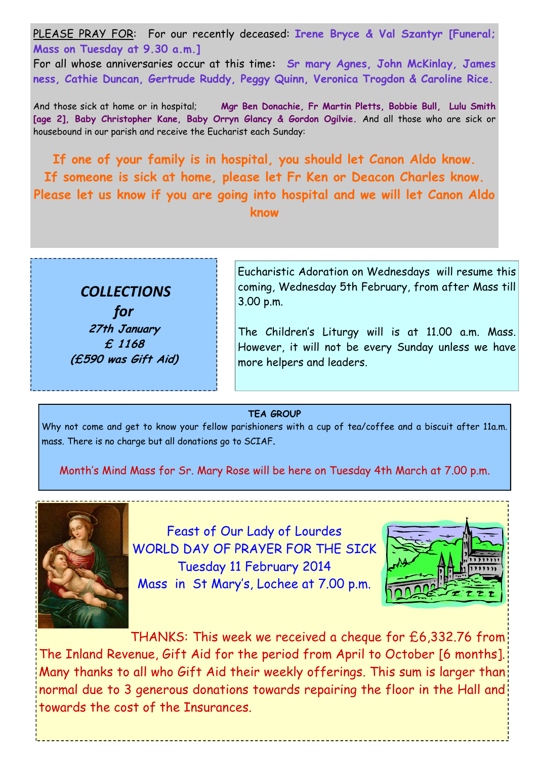PLEASE PRAY FOR: For our recently deceased: **Irene Bryce & Val Szantyr [Funeral; Mass on Tuesday at 9.30 a.m.]**

For all whose anniversaries occur at this time: **Sr mary Agnes, John McKinlay, James ness, Cathie Duncan, Gertrude Ruddy, Peggy Quinn, Veronica Trogdon & Caroline Rice.**

And those sick at home or in hospital; **Mgr Ben Donachie, Fr Martin Pletts, Bobbie Bull, Lulu Smith [age 2], Baby Christopher Kane, Baby Orryn Glancy & Gordon Ogilvie.** And all those who are sick or housebound in our parish and receive the Eucharist each Sunday:

**If one of your family is in hospital, you should let Canon Aldo know.**
**If someone is sick at home, please let Fr Ken or Deacon Charles know.**
**Please let us know if you are going into hospital and we will let Canon Aldo know**

***COLLECTIONS for***
***27th January***
***£ 1168***
***(£590 was Gift Aid)***

Eucharistic Adoration on Wednesdays will resume this coming, Wednesday 5th February, from after Mass till 3.00 p.m.

The Children's Liturgy will is at 11.00 a.m. Mass. However, it will not be every Sunday unless we have more helpers and leaders.

**TEA GROUP**

Why not come and get to know your fellow parishioners with a cup of tea/coffee and a biscuit after 11a.m. mass. There is no charge but all donations go to SCIAF.

Month's Mind Mass for Sr. Mary Rose will be here on Tuesday 4th March at 7.00 p.m.

Feast of Our Lady of Lourdes
WORLD DAY OF PRAYER FOR THE SICK
Tuesday 11 February 2014
Mass in St Mary's, Lochee at 7.00 p.m.

THANKS: This week we received a cheque for £6,332.76 from The Inland Revenue, Gift Aid for the period from April to October [6 months]. Many thanks to all who Gift Aid their weekly offerings. This sum is larger than normal due to 3 generous donations towards repairing the floor in the Hall and towards the cost of the Insurances.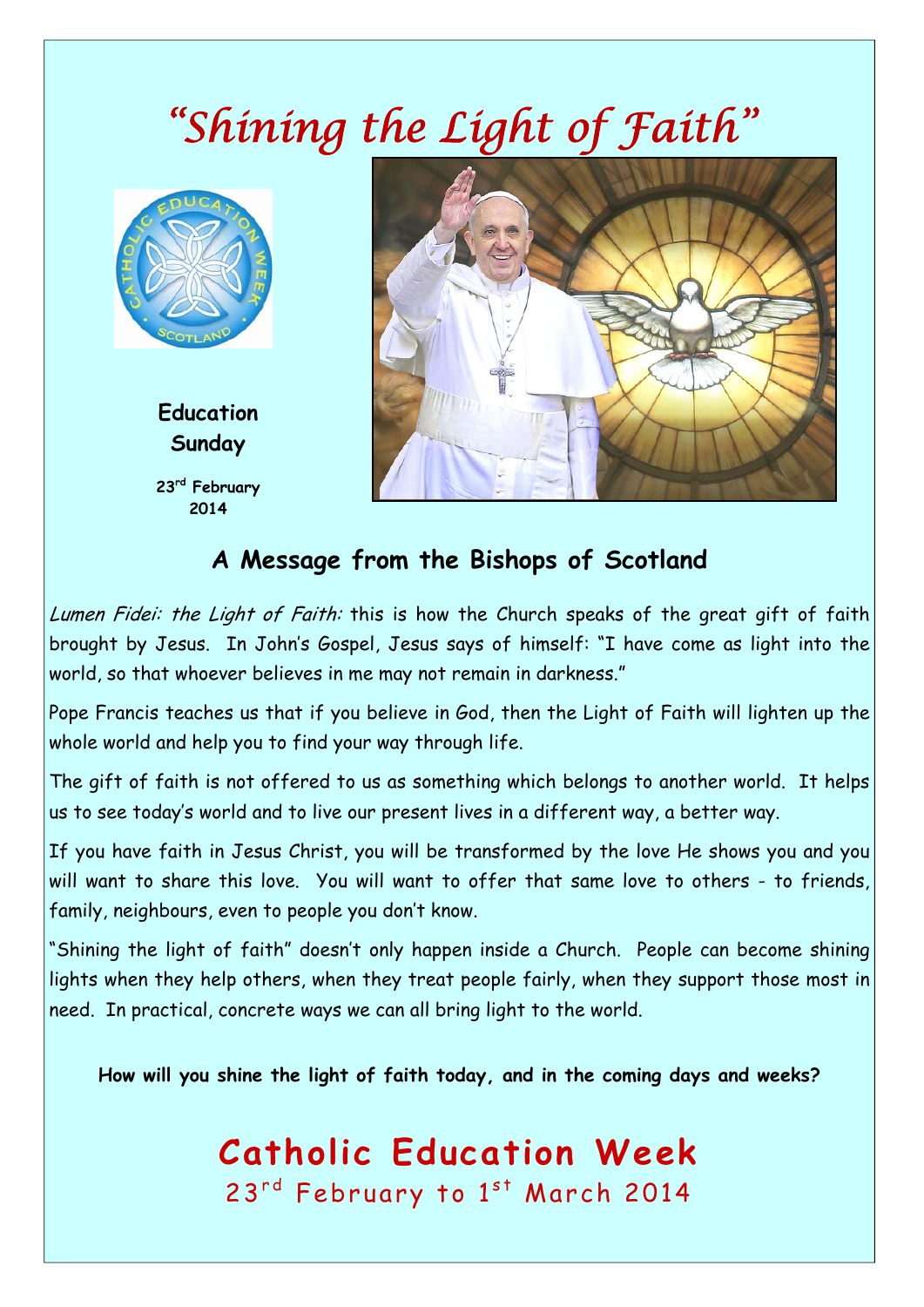# *"Shining the Light of Faith"*

**Education Sunday**

**23rd February 2014**

## A Message from the Bishops of Scotland

*Lumen Fidei: the Light of Faith:* this is how the Church speaks of the great gift of faith brought by Jesus. In John's Gospel, Jesus says of himself: "I have come as light into the world, so that whoever believes in me may not remain in darkness."

Pope Francis teaches us that if you believe in God, then the Light of Faith will lighten up the whole world and help you to find your way through life.

The gift of faith is not offered to us as something which belongs to another world. It helps us to see today's world and to live our present lives in a different way, a better way.

If you have faith in Jesus Christ, you will be transformed by the love He shows you and you will want to share this love. You will want to offer that same love to others - to friends, family, neighbours, even to people you don't know.

"Shining the light of faith" doesn't only happen inside a Church. People can become shining lights when they help others, when they treat people fairly, when they support those most in need. In practical, concrete ways we can all bring light to the world.

**How will you shine the light of faith today, and in the coming days and weeks?**

## Catholic Education Week

23rd February to 1st March 2014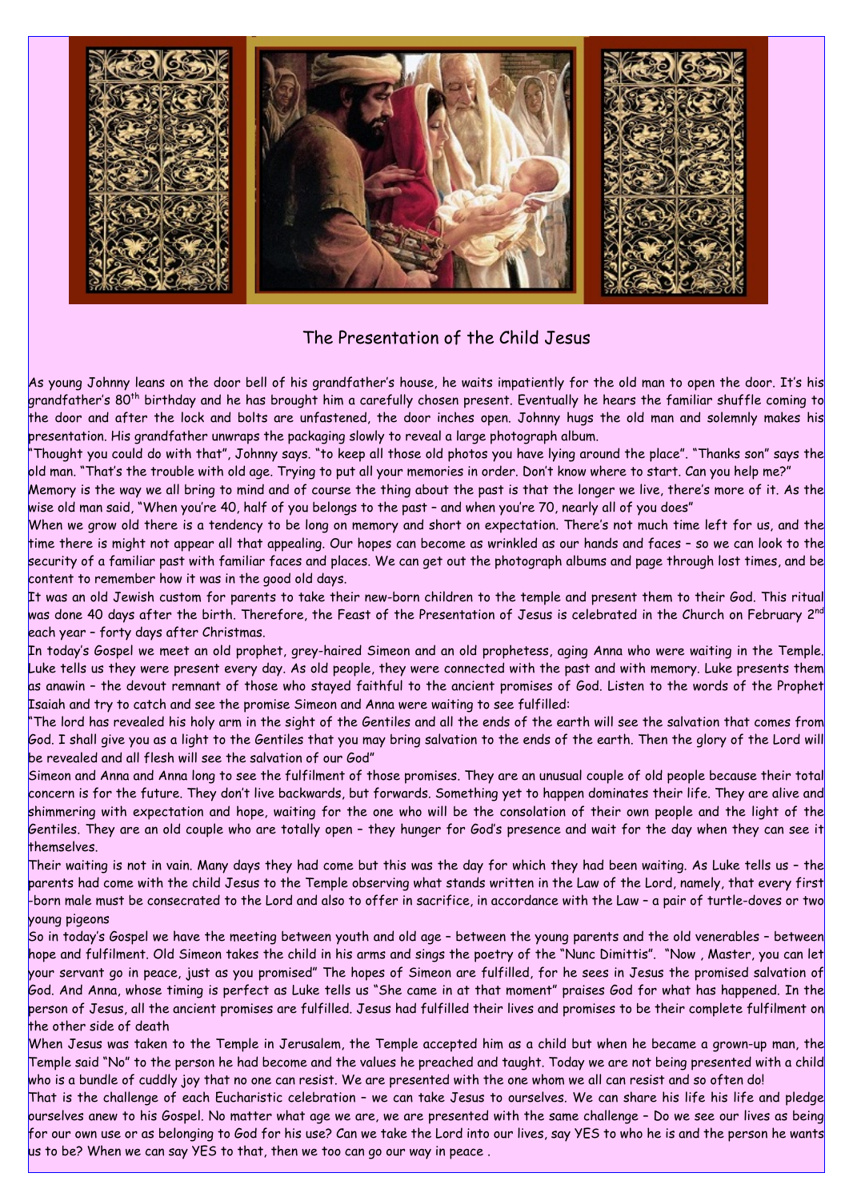## The Presentation of the Child Jesus

As young Johnny leans on the door bell of his grandfather's house, he waits impatiently for the old man to open the door. It's his grandfather's 80th birthday and he has brought him a carefully chosen present. Eventually he hears the familiar shuffle coming to the door and after the lock and bolts are unfastened, the door inches open. Johnny hugs the old man and solemnly makes his presentation. His grandfather unwraps the packaging slowly to reveal a large photograph album.

"Thought you could do with that", Johnny says. "to keep all those old photos you have lying around the place". "Thanks son" says the old man. "That's the trouble with old age. Trying to put all your memories in order. Don't know where to start. Can you help me?"

Memory is the way we all bring to mind and of course the thing about the past is that the longer we live, there's more of it. As the wise old man said, "When you're 40, half of you belongs to the past – and when you're 70, nearly all of you does"

When we grow old there is a tendency to be long on memory and short on expectation. There's not much time left for us, and the time there is might not appear all that appealing. Our hopes can become as wrinkled as our hands and faces – so we can look to the security of a familiar past with familiar faces and places. We can get out the photograph albums and page through lost times, and be content to remember how it was in the good old days.

It was an old Jewish custom for parents to take their new-born children to the temple and present them to their God. This ritual was done 40 days after the birth. Therefore, the Feast of the Presentation of Jesus is celebrated in the Church on February 2nd each year – forty days after Christmas.

In today's Gospel we meet an old prophet, grey-haired Simeon and an old prophetess, aging Anna who were waiting in the Temple. Luke tells us they were present every day. As old people, they were connected with the past and with memory. Luke presents them as anawin – the devout remnant of those who stayed faithful to the ancient promises of God. Listen to the words of the Prophet Isaiah and try to catch and see the promise Simeon and Anna were waiting to see fulfilled:

"The lord has revealed his holy arm in the sight of the Gentiles and all the ends of the earth will see the salvation that comes from God. I shall give you as a light to the Gentiles that you may bring salvation to the ends of the earth. Then the glory of the Lord will be revealed and all flesh will see the salvation of our God"

Simeon and Anna and Anna long to see the fulfilment of those promises. They are an unusual couple of old people because their total concern is for the future. They don't live backwards, but forwards. Something yet to happen dominates their life. They are alive and shimmering with expectation and hope, waiting for the one who will be the consolation of their own people and the light of the Gentiles. They are an old couple who are totally open – they hunger for God's presence and wait for the day when they can see it themselves.

Their waiting is not in vain. Many days they had come but this was the day for which they had been waiting. As Luke tells us – the parents had come with the child Jesus to the Temple observing what stands written in the Law of the Lord, namely, that every first -born male must be consecrated to the Lord and also to offer in sacrifice, in accordance with the Law – a pair of turtle-doves or two young pigeons

So in today's Gospel we have the meeting between youth and old age – between the young parents and the old venerables – between hope and fulfilment. Old Simeon takes the child in his arms and sings the poetry of the "Nunc Dimittis". "Now , Master, you can let your servant go in peace, just as you promised" The hopes of Simeon are fulfilled, for he sees in Jesus the promised salvation of God. And Anna, whose timing is perfect as Luke tells us "She came in at that moment" praises God for what has happened. In the person of Jesus, all the ancient promises are fulfilled. Jesus had fulfilled their lives and promises to be their complete fulfilment on the other side of death

When Jesus was taken to the Temple in Jerusalem, the Temple accepted him as a child but when he became a grown-up man, the Temple said "No" to the person he had become and the values he preached and taught. Today we are not being presented with a child who is a bundle of cuddly joy that no one can resist. We are presented with the one whom we all can resist and so often do!

That is the challenge of each Eucharistic celebration – we can take Jesus to ourselves. We can share his life his life and pledge ourselves anew to his Gospel. No matter what age we are, we are presented with the same challenge – Do we see our lives as being for our own use or as belonging to God for his use? Can we take the Lord into our lives, say YES to who he is and the person he wants us to be? When we can say YES to that, then we too can go our way in peace .